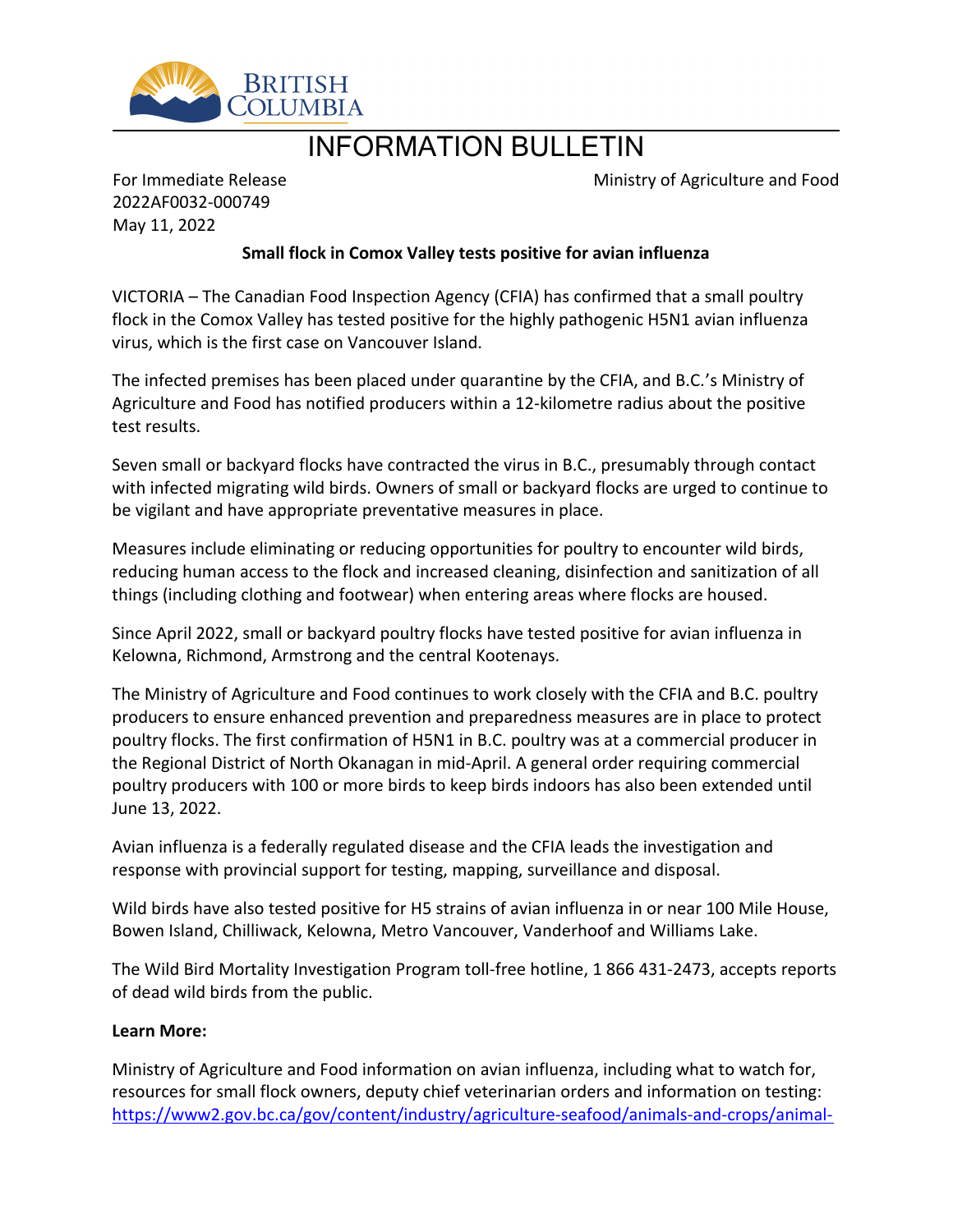BRITISH COLUMBIA

# INFORMATION BULLETIN

For Immediate Release
2022AF0032-000749
May 11, 2022

Ministry of Agriculture and Food

**Small flock in Comox Valley tests positive for avian influenza**

VICTORIA – The Canadian Food Inspection Agency (CFIA) has confirmed that a small poultry flock in the Comox Valley has tested positive for the highly pathogenic H5N1 avian influenza virus, which is the first case on Vancouver Island.

The infected premises has been placed under quarantine by the CFIA, and B.C.'s Ministry of Agriculture and Food has notified producers within a 12-kilometre radius about the positive test results.

Seven small or backyard flocks have contracted the virus in B.C., presumably through contact with infected migrating wild birds. Owners of small or backyard flocks are urged to continue to be vigilant and have appropriate preventative measures in place.

Measures include eliminating or reducing opportunities for poultry to encounter wild birds, reducing human access to the flock and increased cleaning, disinfection and sanitization of all things (including clothing and footwear) when entering areas where flocks are housed.

Since April 2022, small or backyard poultry flocks have tested positive for avian influenza in Kelowna, Richmond, Armstrong and the central Kootenays.

The Ministry of Agriculture and Food continues to work closely with the CFIA and B.C. poultry producers to ensure enhanced prevention and preparedness measures are in place to protect poultry flocks. The first confirmation of H5N1 in B.C. poultry was at a commercial producer in the Regional District of North Okanagan in mid-April. A general order requiring commercial poultry producers with 100 or more birds to keep birds indoors has also been extended until June 13, 2022.

Avian influenza is a federally regulated disease and the CFIA leads the investigation and response with provincial support for testing, mapping, surveillance and disposal.

Wild birds have also tested positive for H5 strains of avian influenza in or near 100 Mile House, Bowen Island, Chilliwack, Kelowna, Metro Vancouver, Vanderhoof and Williams Lake.

The Wild Bird Mortality Investigation Program toll-free hotline, 1 866 431-2473, accepts reports of dead wild birds from the public.

**Learn More:**

Ministry of Agriculture and Food information on avian influenza, including what to watch for, resources for small flock owners, deputy chief veterinarian orders and information on testing:
https://www2.gov.bc.ca/gov/content/industry/agriculture-seafood/animals-and-crops/animal-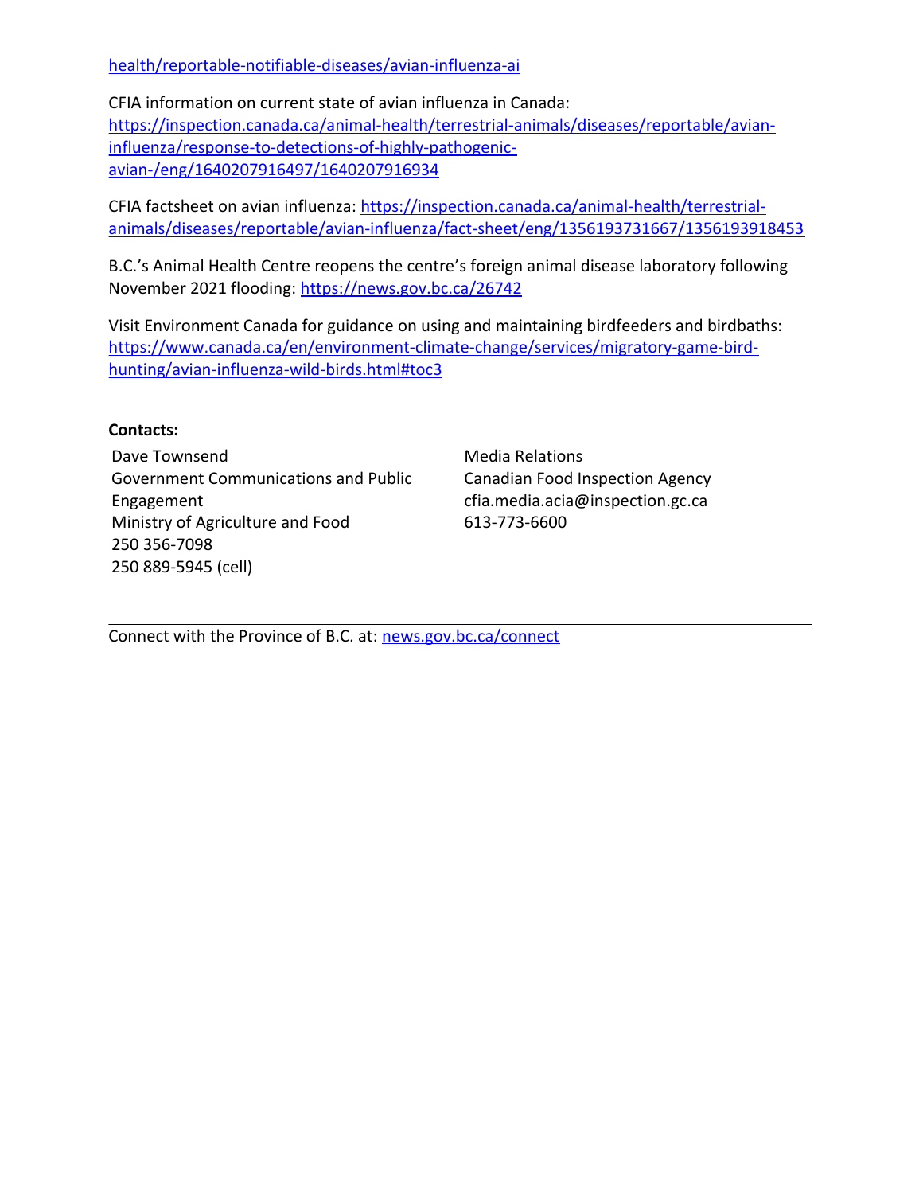health/reportable-notifiable-diseases/avian-influenza-ai

CFIA information on current state of avian influenza in Canada: https://inspection.canada.ca/animal-health/terrestrial-animals/diseases/reportable/avian-influenza/response-to-detections-of-highly-pathogenic-avian-/eng/1640207916497/1640207916934

CFIA factsheet on avian influenza: https://inspection.canada.ca/animal-health/terrestrial-animals/diseases/reportable/avian-influenza/fact-sheet/eng/1356193731667/1356193918453

B.C.'s Animal Health Centre reopens the centre's foreign animal disease laboratory following November 2021 flooding: https://news.gov.bc.ca/26742

Visit Environment Canada for guidance on using and maintaining birdfeeders and birdbaths: https://www.canada.ca/en/environment-climate-change/services/migratory-game-bird-hunting/avian-influenza-wild-birds.html#toc3

**Contacts:**

Dave Townsend
Government Communications and Public Engagement
Ministry of Agriculture and Food
250 356-7098
250 889-5945 (cell)

Media Relations
Canadian Food Inspection Agency
cfia.media.acia@inspection.gc.ca
613-773-6600

---

Connect with the Province of B.C. at: news.gov.bc.ca/connect